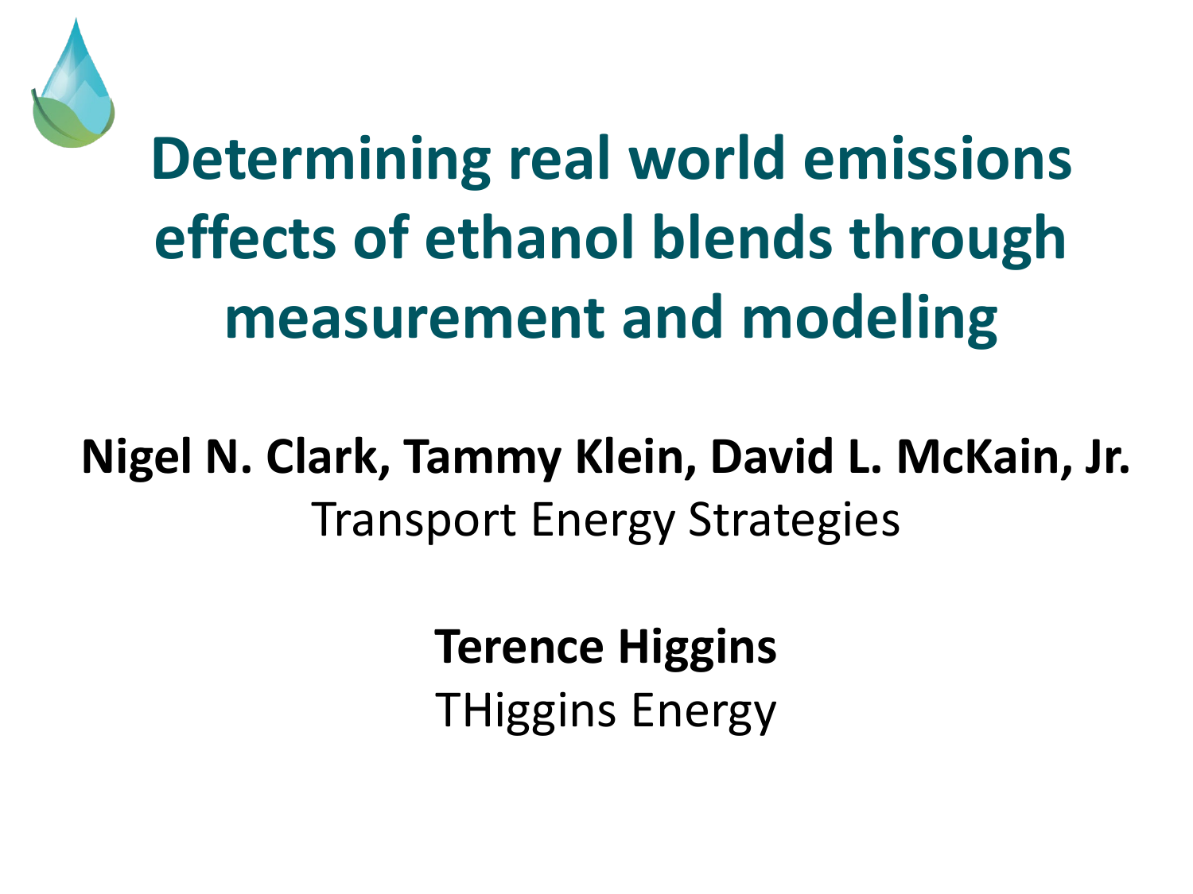# Determining real world emissions effects of ethanol blends through measurement and modeling

**Nigel N. Clark, Tammy Klein, David L. McKain, Jr.**
Transport Energy Strategies

**Terence Higgins**
THiggins Energy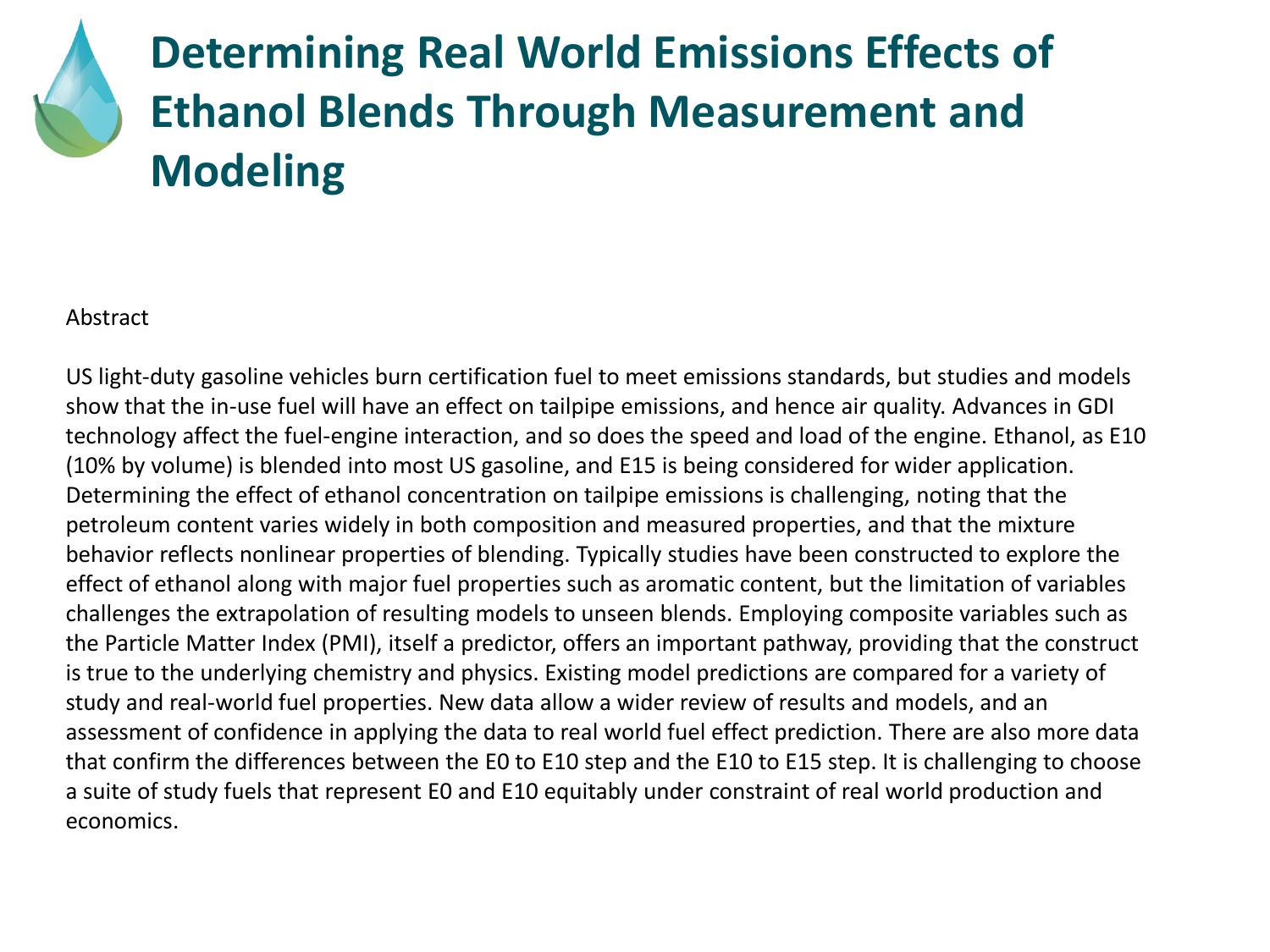# Determining Real World Emissions Effects of Ethanol Blends Through Measurement and Modeling

Abstract

US light-duty gasoline vehicles burn certification fuel to meet emissions standards, but studies and models show that the in-use fuel will have an effect on tailpipe emissions, and hence air quality. Advances in GDI technology affect the fuel-engine interaction, and so does the speed and load of the engine. Ethanol, as E10 (10% by volume) is blended into most US gasoline, and E15 is being considered for wider application. Determining the effect of ethanol concentration on tailpipe emissions is challenging, noting that the petroleum content varies widely in both composition and measured properties, and that the mixture behavior reflects nonlinear properties of blending. Typically studies have been constructed to explore the effect of ethanol along with major fuel properties such as aromatic content, but the limitation of variables challenges the extrapolation of resulting models to unseen blends. Employing composite variables such as the Particle Matter Index (PMI), itself a predictor, offers an important pathway, providing that the construct is true to the underlying chemistry and physics. Existing model predictions are compared for a variety of study and real-world fuel properties. New data allow a wider review of results and models, and an assessment of confidence in applying the data to real world fuel effect prediction. There are also more data that confirm the differences between the E0 to E10 step and the E10 to E15 step. It is challenging to choose a suite of study fuels that represent E0 and E10 equitably under constraint of real world production and economics.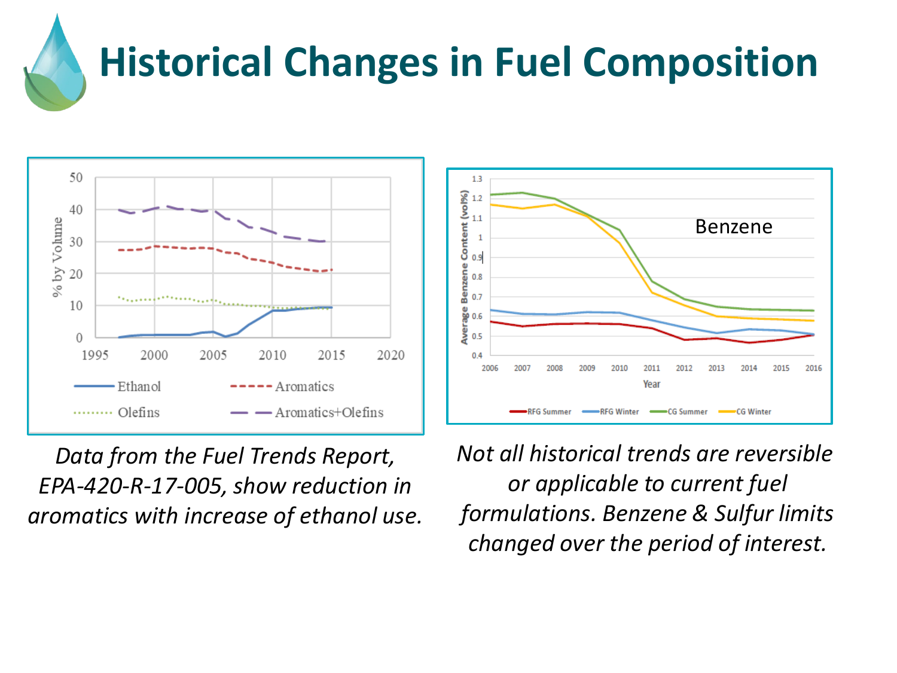# Historical Changes in Fuel Composition

*Data from the Fuel Trends Report, EPA-420-R-17-005, show reduction in aromatics with increase of ethanol use.*

*Not all historical trends are reversible or applicable to current fuel formulations. Benzene & Sulfur limits changed over the period of interest.*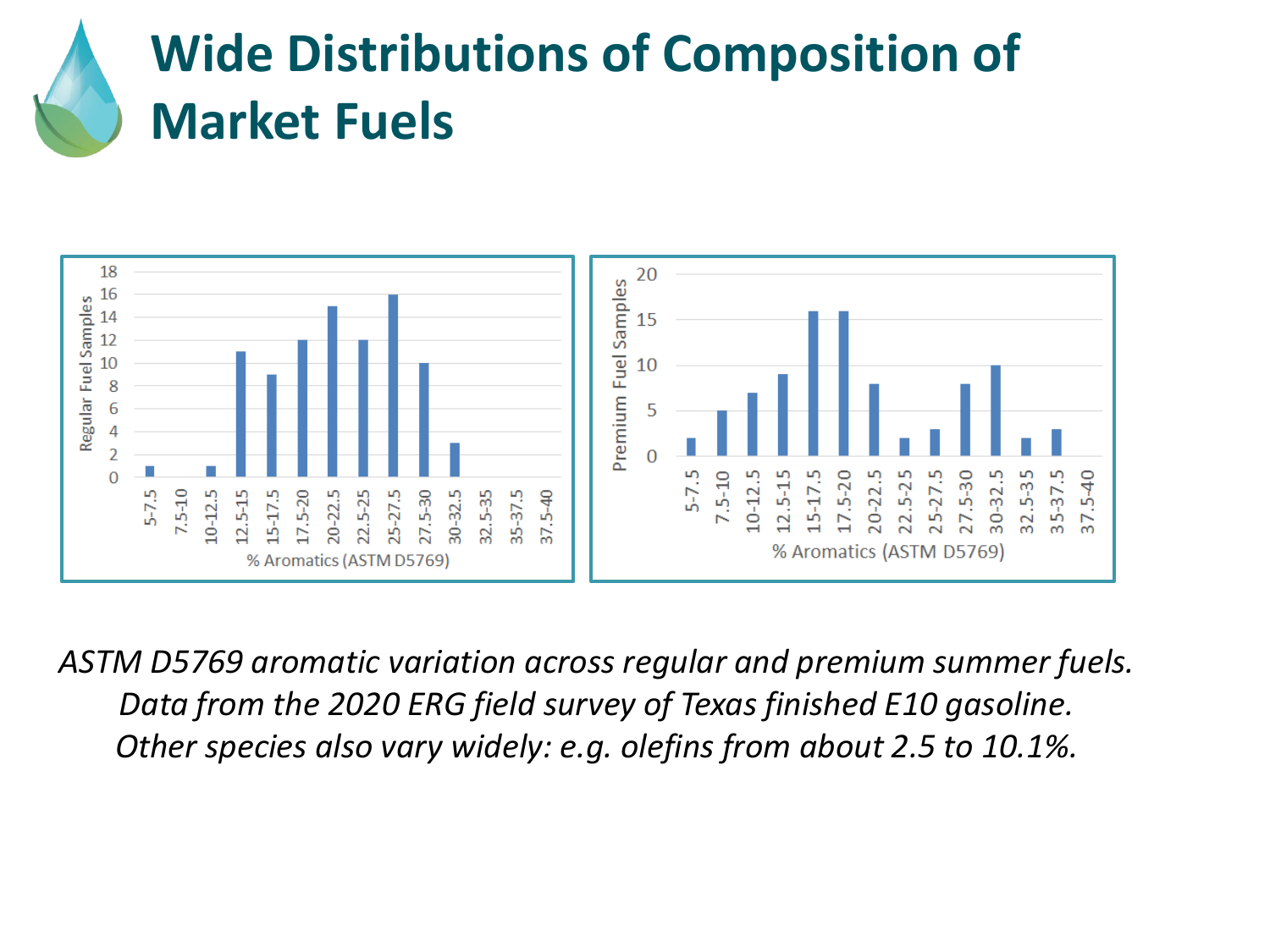# Wide Distributions of Composition of Market Fuels

*ASTM D5769 aromatic variation across regular and premium summer fuels.*
*Data from the 2020 ERG field survey of Texas finished E10 gasoline.*
*Other species also vary widely: e.g. olefins from about 2.5 to 10.1%.*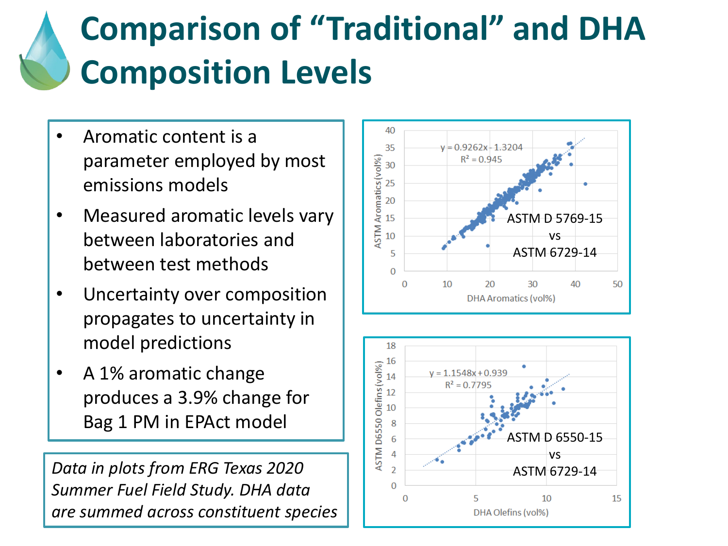# Comparison of “Traditional” and DHA Composition Levels

- Aromatic content is a parameter employed by most emissions models
- Measured aromatic levels vary between laboratories and between test methods
- Uncertainty over composition propagates to uncertainty in model predictions
- A 1% aromatic change produces a 3.9% change for Bag 1 PM in EPAct model

*Data in plots from ERG Texas 2020 Summer Fuel Field Study. DHA data are summed across constituent species*

$y = 0.9262x - 1.3204$
$R^2 = 0.945$

ASTM D 5769-15 vs ASTM 6729-14

ASTM Aromatics (vol%)

DHA Aromatics (vol%)

$y = 1.1548x + 0.939$
$R^2 = 0.7795$

ASTM D 6550-15 vs ASTM 6729-14

ASTM D6550 Olefins (vol%)

DHA Olefins (vol%)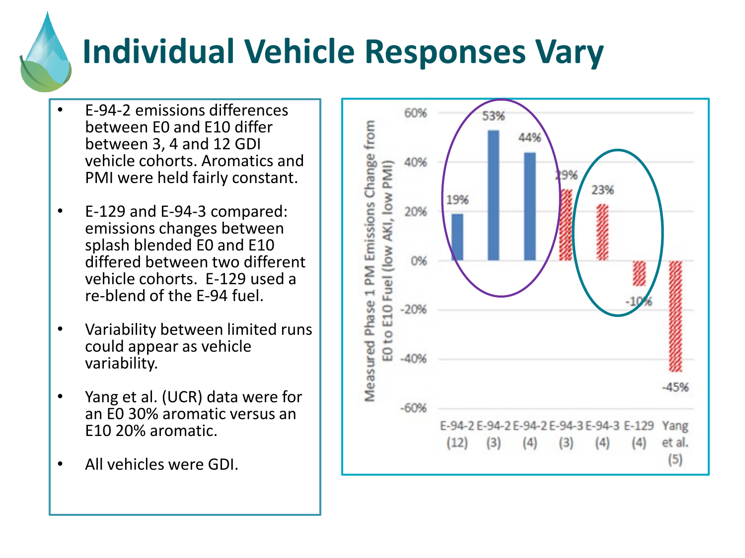# Individual Vehicle Responses Vary

- E-94-2 emissions differences between E0 and E10 differ between 3, 4 and 12 GDI vehicle cohorts. Aromatics and PMI were held fairly constant.
- E-129 and E-94-3 compared: emissions changes between splash blended E0 and E10 differed between two different vehicle cohorts. E-129 used a re-blend of the E-94 fuel.
- Variability between limited runs could appear as vehicle variability.
- Yang et al. (UCR) data were for an E0 30% aromatic versus an E10 20% aromatic.
- All vehicles were GDI.

| | Measured Phase 1 PM Emissions Change from E0 to E10 Fuel (low AKI, low PMI) |
|---|---|
| E-94-2 (12) | 19% |
| E-94-2 (3) | 53% |
| E-94-2 (4) | 44% |
| E-94-3 (3) | 29% |
| E-94-3 (4) | 23% |
| E-129 (4) | -10% |
| Yang et al. (5) | -45% |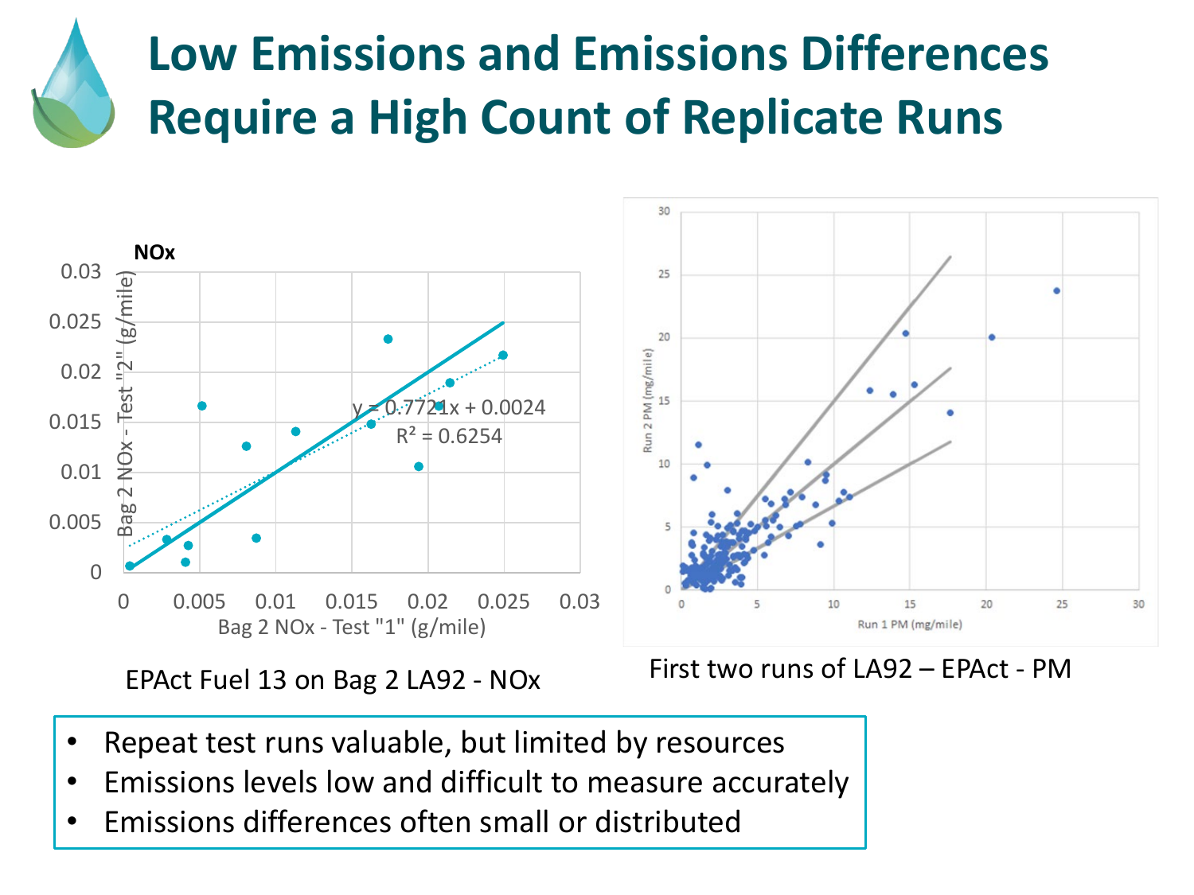# Low Emissions and Emissions Differences Require a High Count of Replicate Runs

EPAct Fuel 13 on Bag 2 LA92 - NOx

First two runs of LA92 – EPAct - PM

- Repeat test runs valuable, but limited by resources
- Emissions levels low and difficult to measure accurately
- Emissions differences often small or distributed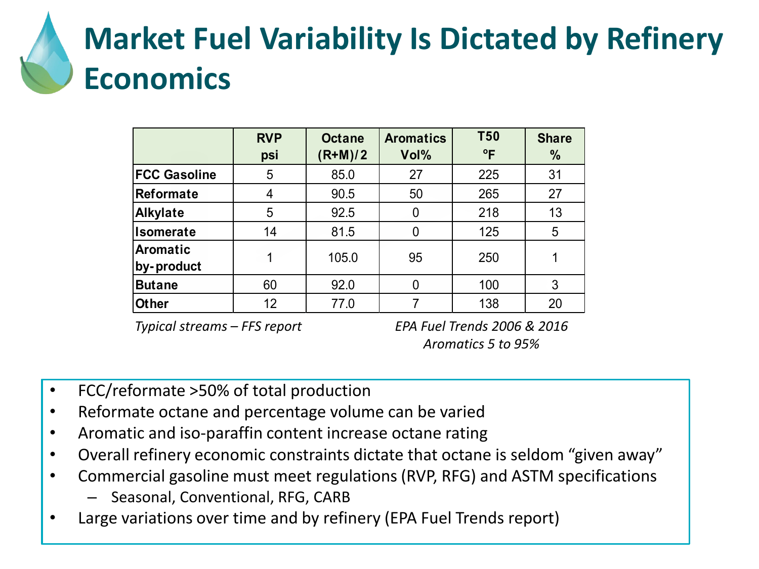# Market Fuel Variability Is Dictated by Refinery Economics

| | RVP psi | Octane (R+M)/2 | Aromatics Vol% | T50 °F | Share % |
|---|---|---|---|---|---|
| **FCC Gasoline** | 5 | 85.0 | 27 | 225 | 31 |
| **Reformate** | 4 | 90.5 | 50 | 265 | 27 |
| **Alkylate** | 5 | 92.5 | 0 | 218 | 13 |
| **Isomerate** | 14 | 81.5 | 0 | 125 | 5 |
| **Aromatic by-product** | 1 | 105.0 | 95 | 250 | 1 |
| **Butane** | 60 | 92.0 | 0 | 100 | 3 |
| **Other** | 12 | 77.0 | 7 | 138 | 20 |

*Typical streams – FFS report*

*EPA Fuel Trends 2006 & 2016*
*Aromatics 5 to 95%*

- FCC/reformate >50% of total production
- Reformate octane and percentage volume can be varied
- Aromatic and iso-paraffin content increase octane rating
- Overall refinery economic constraints dictate that octane is seldom "given away"
- Commercial gasoline must meet regulations (RVP, RFG) and ASTM specifications
  - Seasonal, Conventional, RFG, CARB
- Large variations over time and by refinery (EPA Fuel Trends report)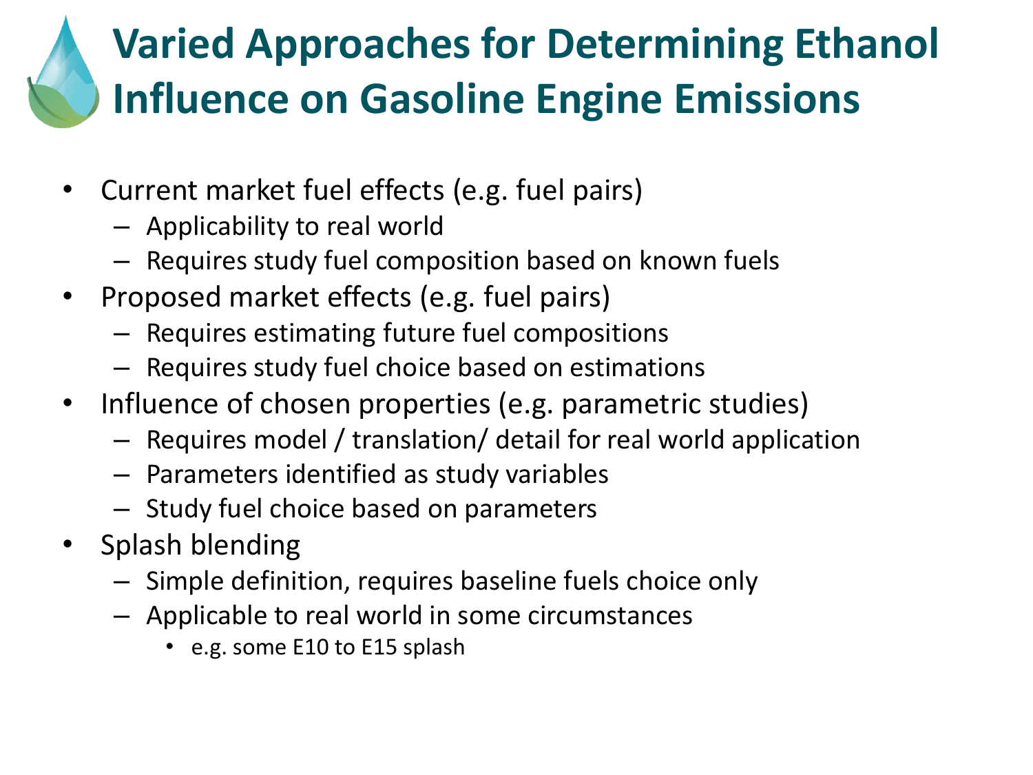# Varied Approaches for Determining Ethanol Influence on Gasoline Engine Emissions

- Current market fuel effects (e.g. fuel pairs)
  - Applicability to real world
  - Requires study fuel composition based on known fuels
- Proposed market effects (e.g. fuel pairs)
  - Requires estimating future fuel compositions
  - Requires study fuel choice based on estimations
- Influence of chosen properties (e.g. parametric studies)
  - Requires model / translation/ detail for real world application
  - Parameters identified as study variables
  - Study fuel choice based on parameters
- Splash blending
  - Simple definition, requires baseline fuels choice only
  - Applicable to real world in some circumstances
    - e.g. some E10 to E15 splash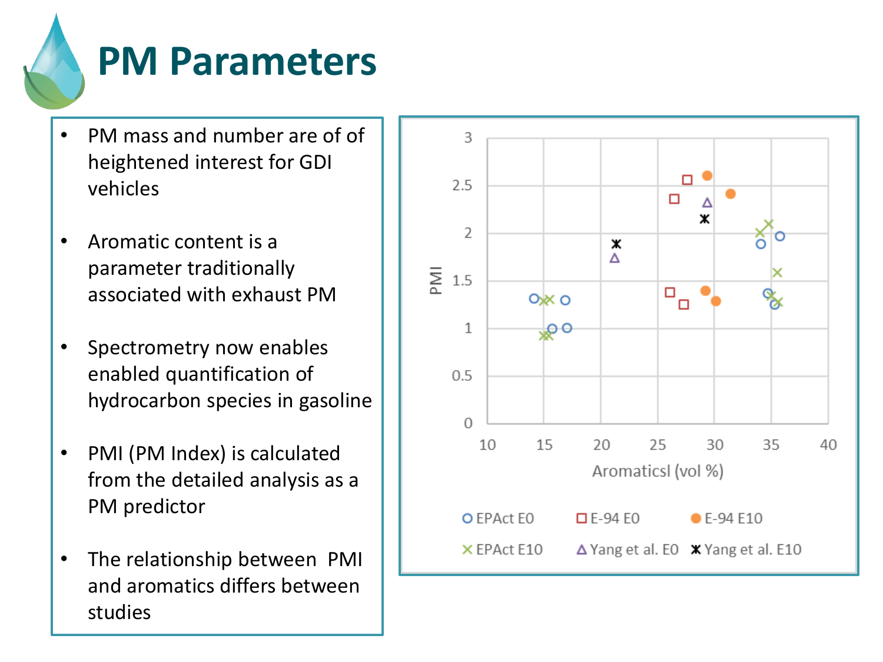# PM Parameters

- PM mass and number are of of heightened interest for GDI vehicles
- Aromatic content is a parameter traditionally associated with exhaust PM
- Spectrometry now enables enabled quantification of hydrocarbon species in gasoline
- PMI (PM Index) is calculated from the detailed analysis as a PM predictor
- The relationship between PMI and aromatics differs between studies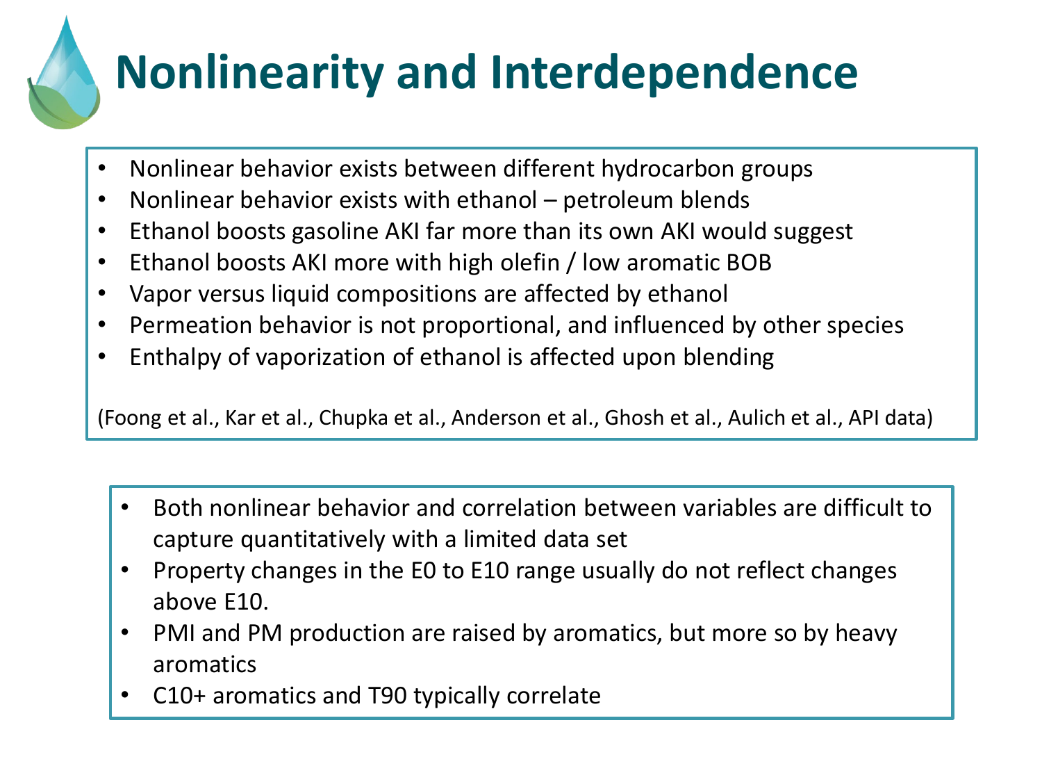# Nonlinearity and Interdependence

- Nonlinear behavior exists between different hydrocarbon groups
- Nonlinear behavior exists with ethanol – petroleum blends
- Ethanol boosts gasoline AKI far more than its own AKI would suggest
- Ethanol boosts AKI more with high olefin / low aromatic BOB
- Vapor versus liquid compositions are affected by ethanol
- Permeation behavior is not proportional, and influenced by other species
- Enthalpy of vaporization of ethanol is affected upon blending

(Foong et al., Kar et al., Chupka et al., Anderson et al., Ghosh et al., Aulich et al., API data)

- Both nonlinear behavior and correlation between variables are difficult to capture quantitatively with a limited data set
- Property changes in the E0 to E10 range usually do not reflect changes above E10.
- PMI and PM production are raised by aromatics, but more so by heavy aromatics
- C10+ aromatics and T90 typically correlate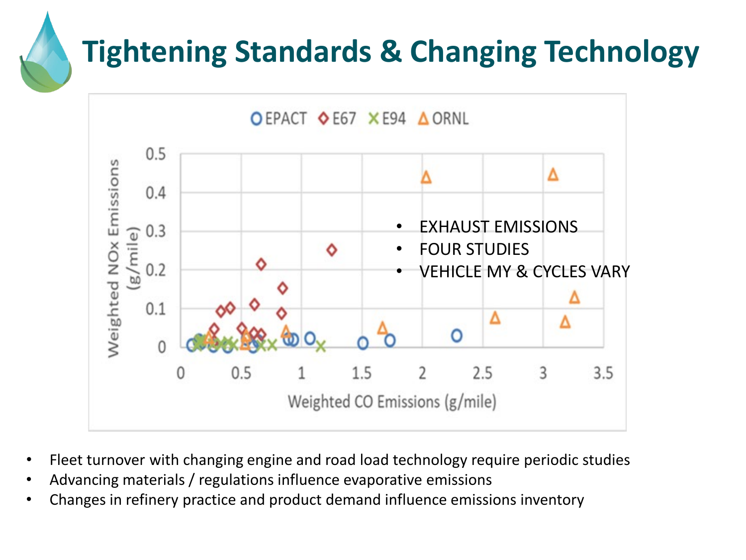# Tightening Standards & Changing Technology

EPACT  E67  E94  ORNL

Weighted NOx Emissions (g/mile)

Weighted CO Emissions (g/mile)

- EXHAUST EMISSIONS
- FOUR STUDIES
- VEHICLE MY & CYCLES VARY

- Fleet turnover with changing engine and road load technology require periodic studies
- Advancing materials / regulations influence evaporative emissions
- Changes in refinery practice and product demand influence emissions inventory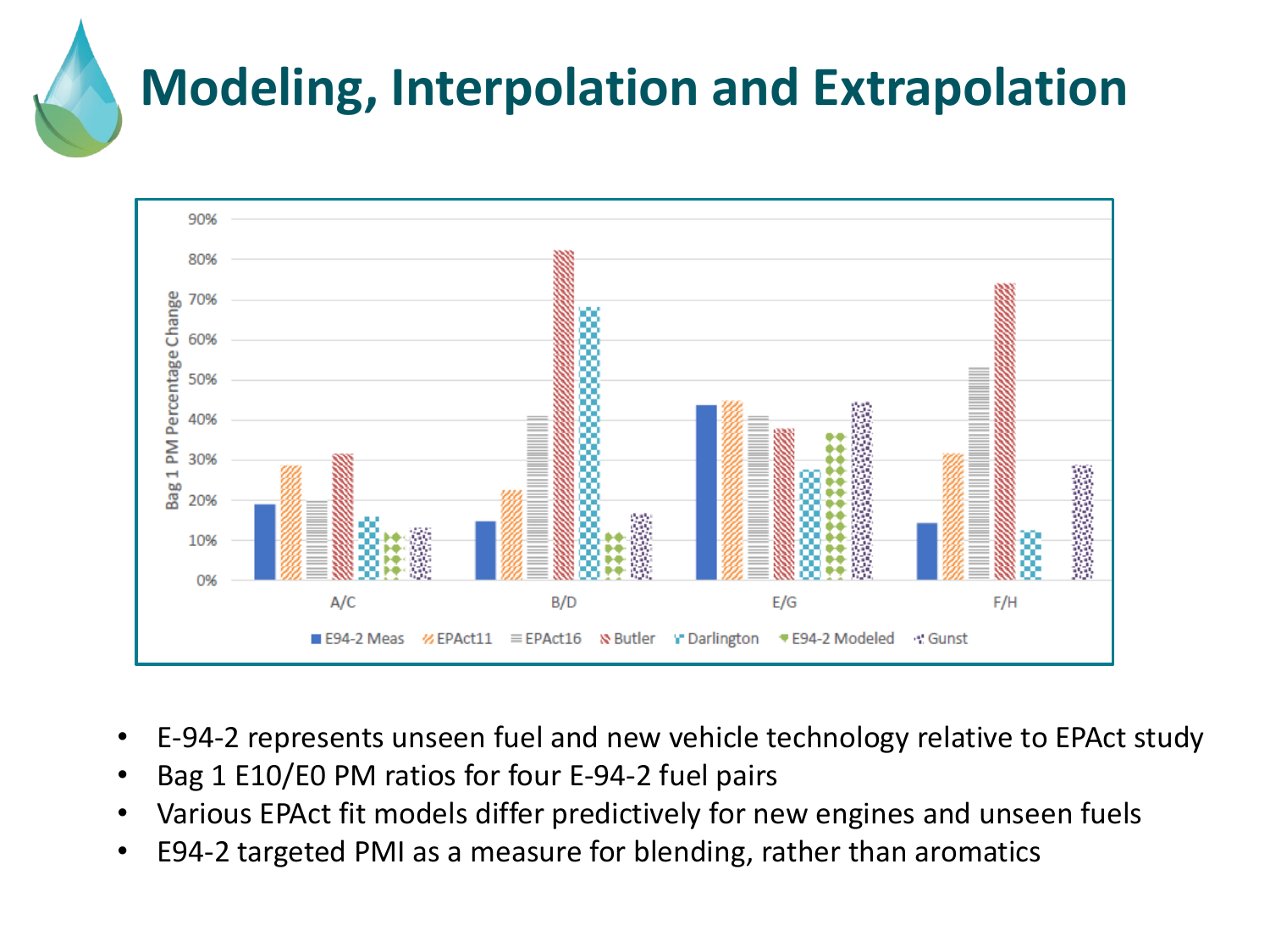# Modeling, Interpolation and Extrapolation

- E-94-2 represents unseen fuel and new vehicle technology relative to EPAct study
- Bag 1 E10/E0 PM ratios for four E-94-2 fuel pairs
- Various EPAct fit models differ predictively for new engines and unseen fuels
- E94-2 targeted PMI as a measure for blending, rather than aromatics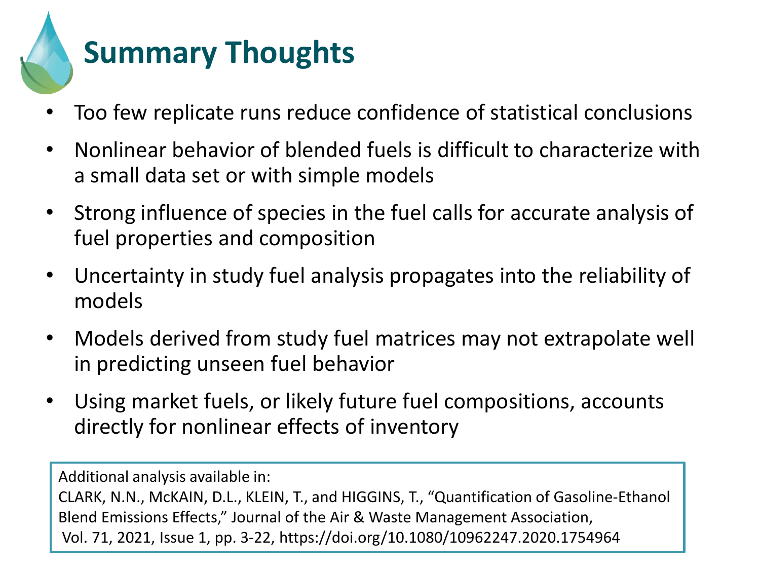# Summary Thoughts

- Too few replicate runs reduce confidence of statistical conclusions
- Nonlinear behavior of blended fuels is difficult to characterize with a small data set or with simple models
- Strong influence of species in the fuel calls for accurate analysis of fuel properties and composition
- Uncertainty in study fuel analysis propagates into the reliability of models
- Models derived from study fuel matrices may not extrapolate well in predicting unseen fuel behavior
- Using market fuels, or likely future fuel compositions, accounts directly for nonlinear effects of inventory

Additional analysis available in:
CLARK, N.N., McKAIN, D.L., KLEIN, T., and HIGGINS, T., "Quantification of Gasoline-Ethanol Blend Emissions Effects," Journal of the Air & Waste Management Association, Vol. 71, 2021, Issue 1, pp. 3-22, https://doi.org/10.1080/10962247.2020.1754964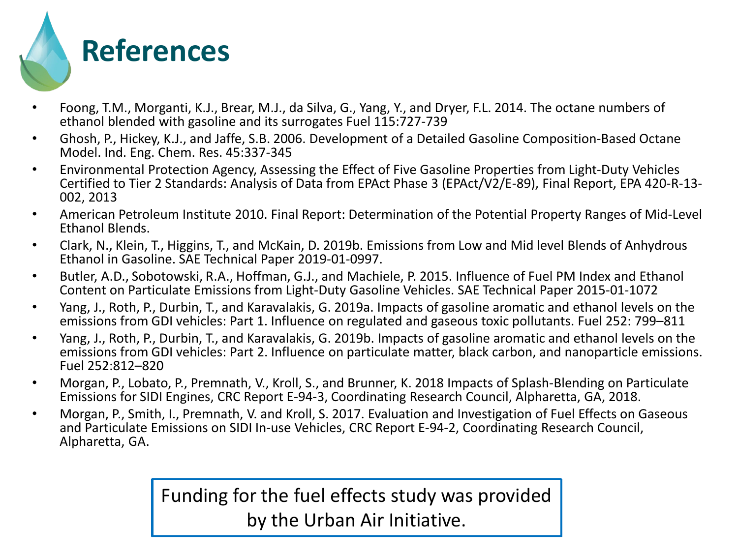# References

- Foong, T.M., Morganti, K.J., Brear, M.J., da Silva, G., Yang, Y., and Dryer, F.L. 2014. The octane numbers of ethanol blended with gasoline and its surrogates Fuel 115:727-739
- Ghosh, P., Hickey, K.J., and Jaffe, S.B. 2006. Development of a Detailed Gasoline Composition-Based Octane Model. Ind. Eng. Chem. Res. 45:337-345
- Environmental Protection Agency, Assessing the Effect of Five Gasoline Properties from Light-Duty Vehicles Certified to Tier 2 Standards: Analysis of Data from EPAct Phase 3 (EPAct/V2/E-89), Final Report, EPA 420-R-13-002, 2013
- American Petroleum Institute 2010. Final Report: Determination of the Potential Property Ranges of Mid-Level Ethanol Blends.
- Clark, N., Klein, T., Higgins, T., and McKain, D. 2019b. Emissions from Low and Mid level Blends of Anhydrous Ethanol in Gasoline. SAE Technical Paper 2019-01-0997.
- Butler, A.D., Sobotowski, R.A., Hoffman, G.J., and Machiele, P. 2015. Influence of Fuel PM Index and Ethanol Content on Particulate Emissions from Light-Duty Gasoline Vehicles. SAE Technical Paper 2015-01-1072
- Yang, J., Roth, P., Durbin, T., and Karavalakis, G. 2019a. Impacts of gasoline aromatic and ethanol levels on the emissions from GDI vehicles: Part 1. Influence on regulated and gaseous toxic pollutants. Fuel 252: 799–811
- Yang, J., Roth, P., Durbin, T., and Karavalakis, G. 2019b. Impacts of gasoline aromatic and ethanol levels on the emissions from GDI vehicles: Part 2. Influence on particulate matter, black carbon, and nanoparticle emissions. Fuel 252:812–820
- Morgan, P., Lobato, P., Premnath, V., Kroll, S., and Brunner, K. 2018 Impacts of Splash-Blending on Particulate Emissions for SIDI Engines, CRC Report E-94-3, Coordinating Research Council, Alpharetta, GA, 2018.
- Morgan, P., Smith, I., Premnath, V. and Kroll, S. 2017. Evaluation and Investigation of Fuel Effects on Gaseous and Particulate Emissions on SIDI In-use Vehicles, CRC Report E-94-2, Coordinating Research Council, Alpharetta, GA.

Funding for the fuel effects study was provided by the Urban Air Initiative.